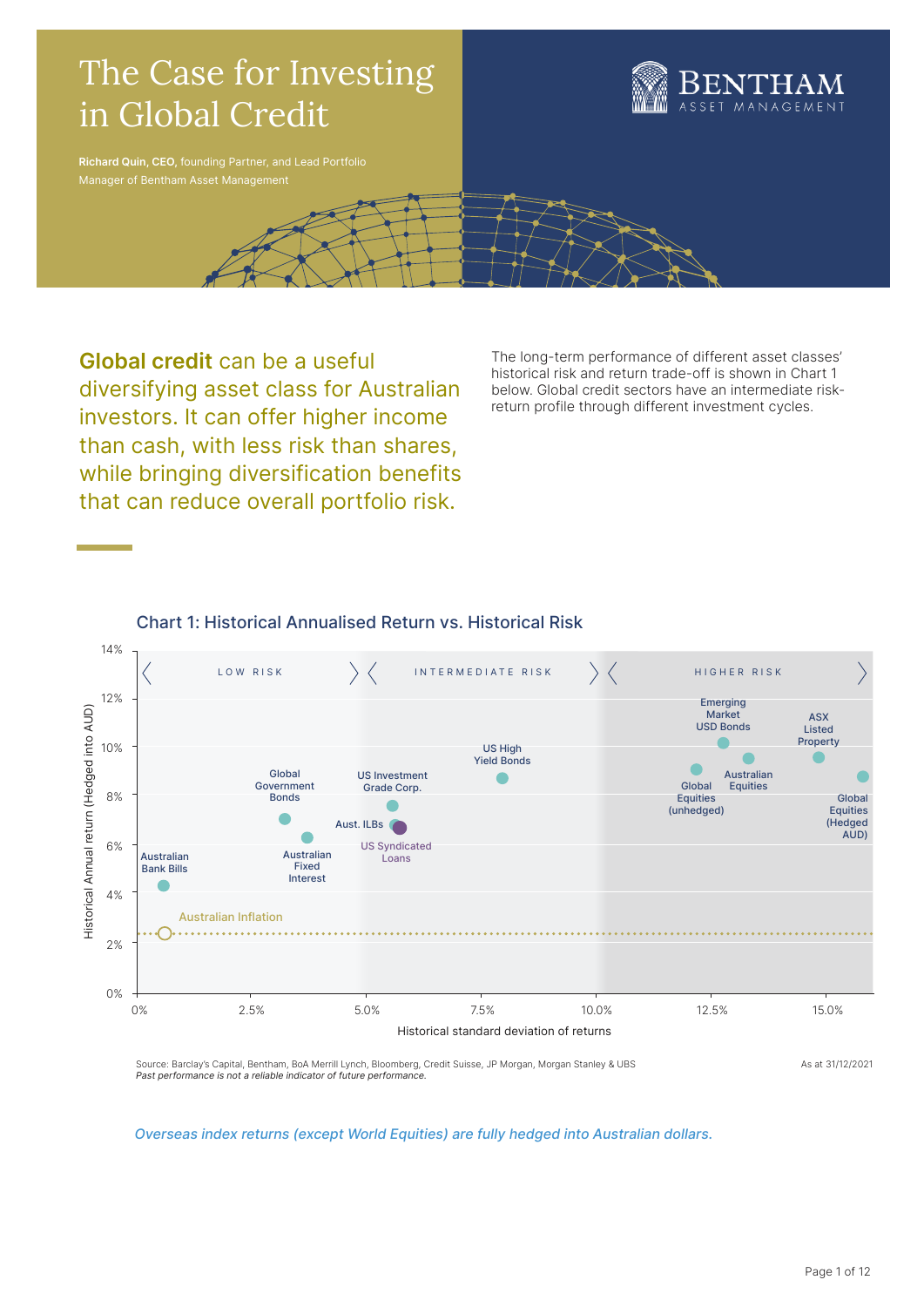# The Case for Investing in Global Credit

**Richard Quin, CEO,** founding Partner, and Lead Portfolio Manager of Bentham Asset Management

**Global credit** can be a useful diversifying asset class for Australian investors. It can offer higher income than cash, with less risk than shares, while bringing diversification benefits that can reduce overall portfolio risk.

The long-term performance of different asset classes' historical risk and return trade-off is shown in Chart 1 below. Global credit sectors have an intermediate risk-return profile through different investment cycles.

## Chart 1: Historical Annualised Return vs. Historical Risk

Source: Barclay's Capital, Bentham, BoA Merrill Lynch, Bloomberg, Credit Suisse, JP Morgan, Morgan Stanley & UBS

*Past performance is not a reliable indicator of future performance.*

As at 31/12/2021

*Overseas index returns (except World Equities) are fully hedged into Australian dollars.*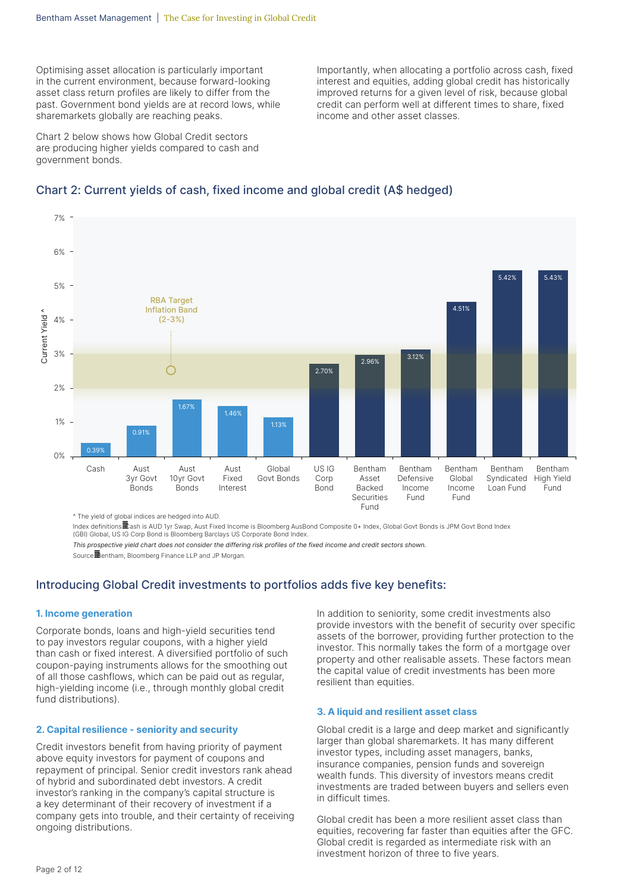Optimising asset allocation is particularly important in the current environment, because forward-looking asset class return profiles are likely to differ from the past. Government bond yields are at record lows, while sharemarkets globally are reaching peaks.

Chart 2 below shows how Global Credit sectors are producing higher yields compared to cash and government bonds.

Importantly, when allocating a portfolio across cash, fixed interest and equities, adding global credit has historically improved returns for a given level of risk, because global credit can perform well at different times to share, fixed income and other asset classes.

## Chart 2: Current yields of cash, fixed income and global credit (A$ hedged)

| Sector | Current Yield ^ |
|---|---|
| Cash | 0.39% |
| Aust 3yr Govt Bonds | 0.91% |
| Aust 10yr Govt Bonds | 1.67% |
| Aust Fixed Interest | 1.46% |
| Global Govt Bonds | 1.13% |
| US IG Corp Bond | 2.70% |
| Bentham Asset Backed Securities Fund | 2.96% |
| Bentham Defensive Income Fund | 3.12% |
| Bentham Global Income Fund | 4.51% |
| Bentham Syndicated Loan Fund | 5.42% |
| Bentham High Yield Fund | 5.43% |

RBA Target Inflation Band (2-3%)

^ The yield of global indices are hedged into AUD.

Index definitions: Cash is AUD 1yr Swap, Aust Fixed Income is Bloomberg AusBond Composite 0+ Index, Global Govt Bonds is JPM Govt Bond Index (GBI) Global, US IG Corp Bond is Bloomberg Barclays US Corporate Bond Index.

*This prospective yield chart does not consider the differing risk profiles of the fixed income and credit sectors shown.*

Source: Bentham, Bloomberg Finance LLP and JP Morgan.

## Introducing Global Credit investments to portfolios adds five key benefits:

### 1. Income generation

Corporate bonds, loans and high-yield securities tend to pay investors regular coupons, with a higher yield than cash or fixed interest. A diversified portfolio of such coupon-paying instruments allows for the smoothing out of all those cashflows, which can be paid out as regular, high-yielding income (i.e., through monthly global credit fund distributions).

### 2. Capital resilience - seniority and security

Credit investors benefit from having priority of payment above equity investors for payment of coupons and repayment of principal. Senior credit investors rank ahead of hybrid and subordinated debt investors. A credit investor's ranking in the company's capital structure is a key determinant of their recovery of investment if a company gets into trouble, and their certainty of receiving ongoing distributions.

In addition to seniority, some credit investments also provide investors with the benefit of security over specific assets of the borrower, providing further protection to the investor. This normally takes the form of a mortgage over property and other realisable assets. These factors mean the capital value of credit investments has been more resilient than equities.

### 3. A liquid and resilient asset class

Global credit is a large and deep market and significantly larger than global sharemarkets. It has many different investor types, including asset managers, banks, insurance companies, pension funds and sovereign wealth funds. This diversity of investors means credit investments are traded between buyers and sellers even in difficult times.

Global credit has been a more resilient asset class than equities, recovering far faster than equities after the GFC. Global credit is regarded as intermediate risk with an investment horizon of three to five years.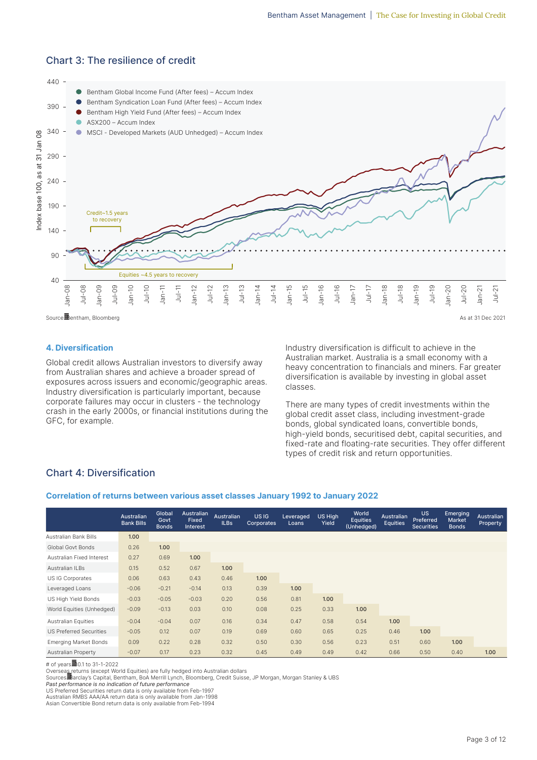## Chart 3: The resilience of credit

Source: Bentham, Bloomberg

As at 31 Dec 2021

### 4. Diversification

Global credit allows Australian investors to diversify away from Australian shares and achieve a broader spread of exposures across issuers and economic/geographic areas. Industry diversification is particularly important, because corporate failures may occur in clusters - the technology crash in the early 2000s, or financial institutions during the GFC, for example.

Industry diversification is difficult to achieve in the Australian market. Australia is a small economy with a heavy concentration to financials and miners. Far greater diversification is available by investing in global asset classes.

There are many types of credit investments within the global credit asset class, including investment-grade bonds, global syndicated loans, convertible bonds, high-yield bonds, securitised debt, capital securities, and fixed-rate and floating-rate securities. They offer different types of credit risk and return opportunities.

## Chart 4: Diversification

### Correlation of returns between various asset classes January 1992 to January 2022

| | Australian Bank Bills | Global Govt Bonds | Australian Fixed Interest | Australian ILBs | US IG Corporates | Leveraged Loans | US High Yield | World Equities (Unhedged) | Australian Equities | US Preferred Securities | Emerging Market Bonds | Australian Property |
|---|---|---|---|---|---|---|---|---|---|---|---|---|
| Australian Bank Bills | 1.00 | | | | | | | | | | | |
| Global Govt Bonds | 0.26 | 1.00 | | | | | | | | | | |
| Australian Fixed Interest | 0.27 | 0.69 | 1.00 | | | | | | | | | |
| Australian ILBs | 0.15 | 0.52 | 0.67 | 1.00 | | | | | | | | |
| US IG Corporates | 0.06 | 0.63 | 0.43 | 0.46 | 1.00 | | | | | | | |
| Leveraged Loans | -0.06 | -0.21 | -0.14 | 0.13 | 0.39 | 1.00 | | | | | | |
| US High Yield Bonds | -0.03 | -0.05 | -0.03 | 0.20 | 0.56 | 0.81 | 1.00 | | | | | |
| World Equities (Unhedged) | -0.09 | -0.13 | 0.03 | 0.10 | 0.08 | 0.25 | 0.33 | 1.00 | | | | |
| Australian Equities | -0.04 | -0.04 | 0.07 | 0.16 | 0.34 | 0.47 | 0.58 | 0.54 | 1.00 | | | |
| US Preferred Securities | -0.05 | 0.12 | 0.07 | 0.19 | 0.69 | 0.60 | 0.65 | 0.25 | 0.46 | 1.00 | | |
| Emerging Market Bonds | 0.09 | 0.22 | 0.28 | 0.32 | 0.50 | 0.30 | 0.56 | 0.23 | 0.51 | 0.60 | 1.00 | |
| Australian Property | -0.07 | 0.17 | 0.23 | 0.32 | 0.45 | 0.49 | 0.49 | 0.42 | 0.66 | 0.50 | 0.40 | 1.00 |

# of years: 30.1 to 31-1-2022
Overseas returns (except World Equities) are fully hedged into Australian dollars
Sources: Barclay's Capital, Bentham, BoA Merrill Lynch, Bloomberg, Credit Suisse, JP Morgan, Morgan Stanley & UBS
*Past performance is no indication of future performance*
US Preferred Securities return data is only available from Feb-1997
Australian RMBS AAA/AA return data is only available from Jan-1998
Asian Convertible Bond return data is only available from Feb-1994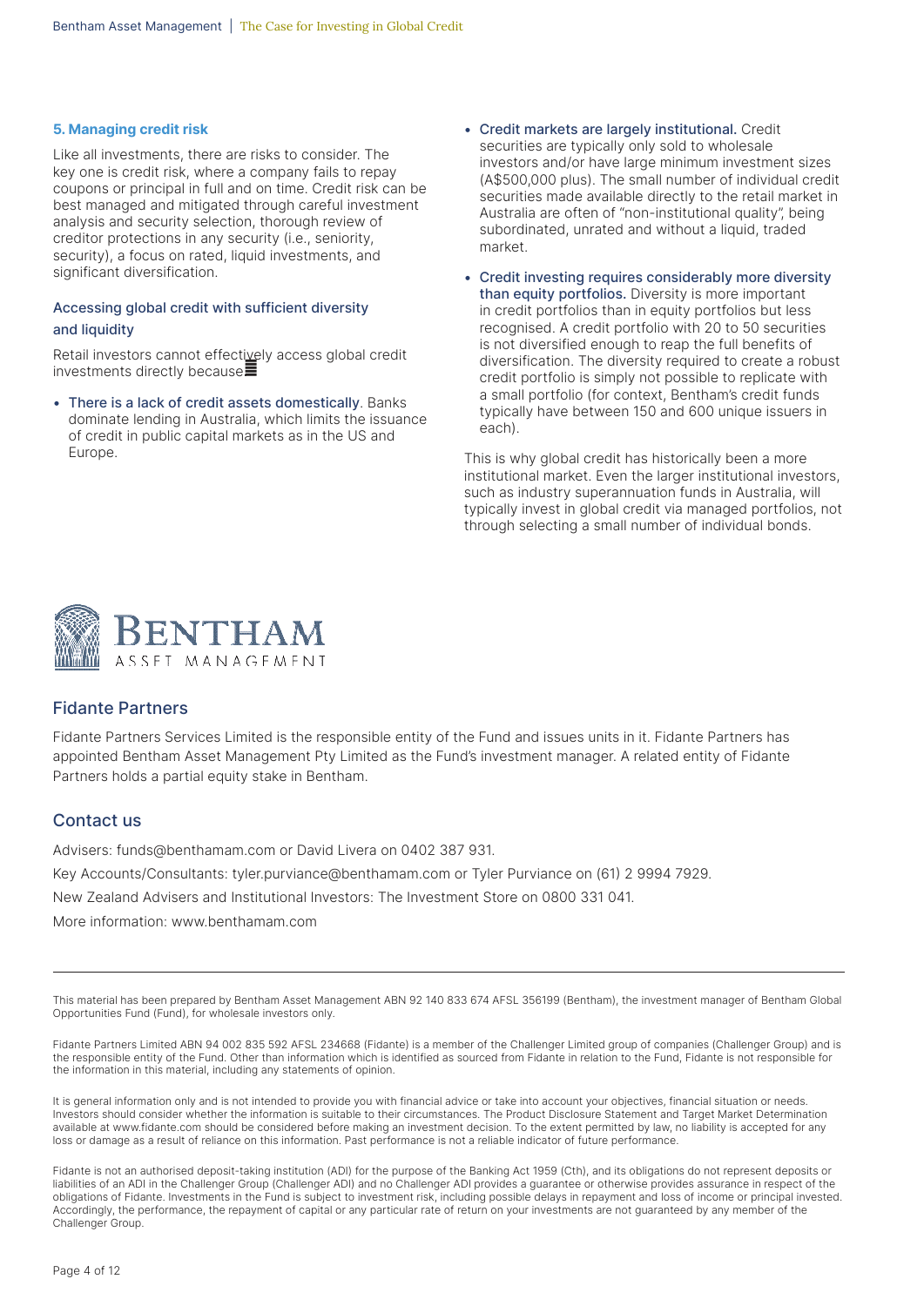### 5. Managing credit risk

Like all investments, there are risks to consider. The key one is credit risk, where a company fails to repay coupons or principal in full and on time. Credit risk can be best managed and mitigated through careful investment analysis and security selection, thorough review of creditor protections in any security (i.e., seniority, security), a focus on rated, liquid investments, and significant diversification.

#### Accessing global credit with sufficient diversity and liquidity

Retail investors cannot effectively access global credit investments directly because:

- **There is a lack of credit assets domestically**. Banks dominate lending in Australia, which limits the issuance of credit in public capital markets as in the US and Europe.
- **Credit markets are largely institutional.** Credit securities are typically only sold to wholesale investors and/or have large minimum investment sizes (A$500,000 plus). The small number of individual credit securities made available directly to the retail market in Australia are often of "non-institutional quality", being subordinated, unrated and without a liquid, traded market.
- **Credit investing requires considerably more diversity than equity portfolios.** Diversity is more important in credit portfolios than in equity portfolios but less recognised. A credit portfolio with 20 to 50 securities is not diversified enough to reap the full benefits of diversification. The diversity required to create a robust credit portfolio is simply not possible to replicate with a small portfolio (for context, Bentham's credit funds typically have between 150 and 600 unique issuers in each).

This is why global credit has historically been a more institutional market. Even the larger institutional investors, such as industry superannuation funds in Australia, will typically invest in global credit via managed portfolios, not through selecting a small number of individual bonds.

BENTHAM ASSET MANAGEMENT

## Fidante Partners

Fidante Partners Services Limited is the responsible entity of the Fund and issues units in it. Fidante Partners has appointed Bentham Asset Management Pty Limited as the Fund's investment manager. A related entity of Fidante Partners holds a partial equity stake in Bentham.

## Contact us

Advisers: funds@benthamam.com or David Livera on 0402 387 931.

Key Accounts/Consultants: tyler.purviance@benthamam.com or Tyler Purviance on (61) 2 9994 7929.

New Zealand Advisers and Institutional Investors: The Investment Store on 0800 331 041.

More information: www.benthamam.com

---

This material has been prepared by Bentham Asset Management ABN 92 140 833 674 AFSL 356199 (Bentham), the investment manager of Bentham Global Opportunities Fund (Fund), for wholesale investors only.

Fidante Partners Limited ABN 94 002 835 592 AFSL 234668 (Fidante) is a member of the Challenger Limited group of companies (Challenger Group) and is the responsible entity of the Fund. Other than information which is identified as sourced from Fidante in relation to the Fund, Fidante is not responsible for the information in this material, including any statements of opinion.

It is general information only and is not intended to provide you with financial advice or take into account your objectives, financial situation or needs. Investors should consider whether the information is suitable to their circumstances. The Product Disclosure Statement and Target Market Determination available at www.fidante.com should be considered before making an investment decision. To the extent permitted by law, no liability is accepted for any loss or damage as a result of reliance on this information. Past performance is not a reliable indicator of future performance.

Fidante is not an authorised deposit-taking institution (ADI) for the purpose of the Banking Act 1959 (Cth), and its obligations do not represent deposits or liabilities of an ADI in the Challenger Group (Challenger ADI) and no Challenger ADI provides a guarantee or otherwise provides assurance in respect of the obligations of Fidante. Investments in the Fund is subject to investment risk, including possible delays in repayment and loss of income or principal invested. Accordingly, the performance, the repayment of capital or any particular rate of return on your investments are not guaranteed by any member of the Challenger Group.